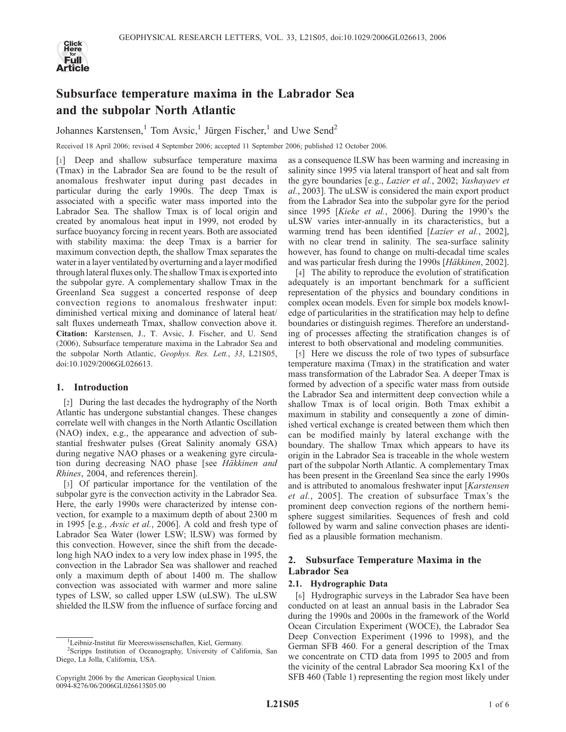# Subsurface temperature maxima in the Labrador Sea and the subpolar North Atlantic

Johannes Karstensen,[1] Tom Avsic,[1] Jürgen Fischer,[1] and Uwe Send[2]

Received 18 April 2006; revised 4 September 2006; accepted 11 September 2006; published 12 October 2006.

[1] Deep and shallow subsurface temperature maxima (Tmax) in the Labrador Sea are found to be the result of anomalous freshwater input during past decades in particular during the early 1990s. The deep Tmax is associated with a specific water mass imported into the Labrador Sea. The shallow Tmax is of local origin and created by anomalous heat input in 1999, not eroded by surface buoyancy forcing in recent years. Both are associated with stability maxima: the deep Tmax is a barrier for maximum convection depth, the shallow Tmax separates the water in a layer ventilated by overturning and a layer modified through lateral fluxes only. The shallow Tmax is exported into the subpolar gyre. A complementary shallow Tmax in the Greenland Sea suggest a concerted response of deep convection regions to anomalous freshwater input: diminished vertical mixing and dominance of lateral heat/salt fluxes underneath Tmax, shallow convection above it. **Citation:** Karstensen, J., T. Avsic, J. Fischer, and U. Send (2006), Subsurface temperature maxima in the Labrador Sea and the subpolar North Atlantic, *Geophys. Res. Lett.*, *33*, L21S05, doi:10.1029/2006GL026613.

## 1. Introduction

[2] During the last decades the hydrography of the North Atlantic has undergone substantial changes. These changes correlate well with changes in the North Atlantic Oscillation (NAO) index, e.g., the appearance and advection of substantial freshwater pulses (Great Salinity anomaly GSA) during negative NAO phases or a weakening gyre circulation during decreasing NAO phase [see *Häkkinen and Rhines*, 2004, and references therein].

[3] Of particular importance for the ventilation of the subpolar gyre is the convection activity in the Labrador Sea. Here, the early 1990s were characterized by intense convection, for example to a maximum depth of about 2300 m in 1995 [e.g., *Avsic et al.*, 2006]. A cold and fresh type of Labrador Sea Water (lower LSW; lLSW) was formed by this convection. However, since the shift from the decade-long high NAO index to a very low index phase in 1995, the convection in the Labrador Sea was shallower and reached only a maximum depth of about 1400 m. The shallow convection was associated with warmer and more saline types of LSW, so called upper LSW (uLSW). The uLSW shielded the lLSW from the influence of surface forcing and as a consequence lLSW has been warming and increasing in salinity since 1995 via lateral transport of heat and salt from the gyre boundaries [e.g., *Lazier et al.*, 2002; *Yashayaev et al.*, 2003]. The uLSW is considered the main export product from the Labrador Sea into the subpolar gyre for the period since 1995 [*Kieke et al.*, 2006]. During the 1990's the uLSW varies inter-annually in its characteristics, but a warming trend has been identified [*Lazier et al.*, 2002], with no clear trend in salinity. The sea-surface salinity however, has found to change on multi-decadal time scales and was particular fresh during the 1990s [*Häkkinen*, 2002].

[4] The ability to reproduce the evolution of stratification adequately is an important benchmark for a sufficient representation of the physics and boundary conditions in complex ocean models. Even for simple box models knowledge of particularities in the stratification may help to define boundaries or distinguish regimes. Therefore an understanding of processes affecting the stratification changes is of interest to both observational and modeling communities.

[5] Here we discuss the role of two types of subsurface temperature maxima (Tmax) in the stratification and water mass transformation of the Labrador Sea. A deeper Tmax is formed by advection of a specific water mass from outside the Labrador Sea and intermittent deep convection while a shallow Tmax is of local origin. Both Tmax exhibit a maximum in stability and consequently a zone of diminished vertical exchange is created between them which then can be modified mainly by lateral exchange with the boundary. The shallow Tmax which appears to have its origin in the Labrador Sea is traceable in the whole western part of the subpolar North Atlantic. A complementary Tmax has been present in the Greenland Sea since the early 1990s and is attributed to anomalous freshwater input [*Karstensen et al.*, 2005]. The creation of subsurface Tmax's the prominent deep convection regions of the northern hemisphere suggest similarities. Sequences of fresh and cold followed by warm and saline convection phases are identified as a plausible formation mechanism.

## 2. Subsurface Temperature Maxima in the Labrador Sea

### 2.1. Hydrographic Data

[6] Hydrographic surveys in the Labrador Sea have been conducted on at least an annual basis in the Labrador Sea during the 1990s and 2000s in the framework of the World Ocean Circulation Experiment (WOCE), the Labrador Sea Deep Convection Experiment (1996 to 1998), and the German SFB 460. For a general description of the Tmax we concentrate on CTD data from 1995 to 2005 and from the vicinity of the central Labrador Sea mooring Kx1 of the SFB 460 (Table 1) representing the region most likely under

[1] Leibniz-Institut für Meereswissenschaften, Kiel, Germany.
[2] Scripps Institution of Oceanography, University of California, San Diego, La Jolla, California, USA.

Copyright 2006 by the American Geophysical Union.
0094-8276/06/2006GL026613$05.00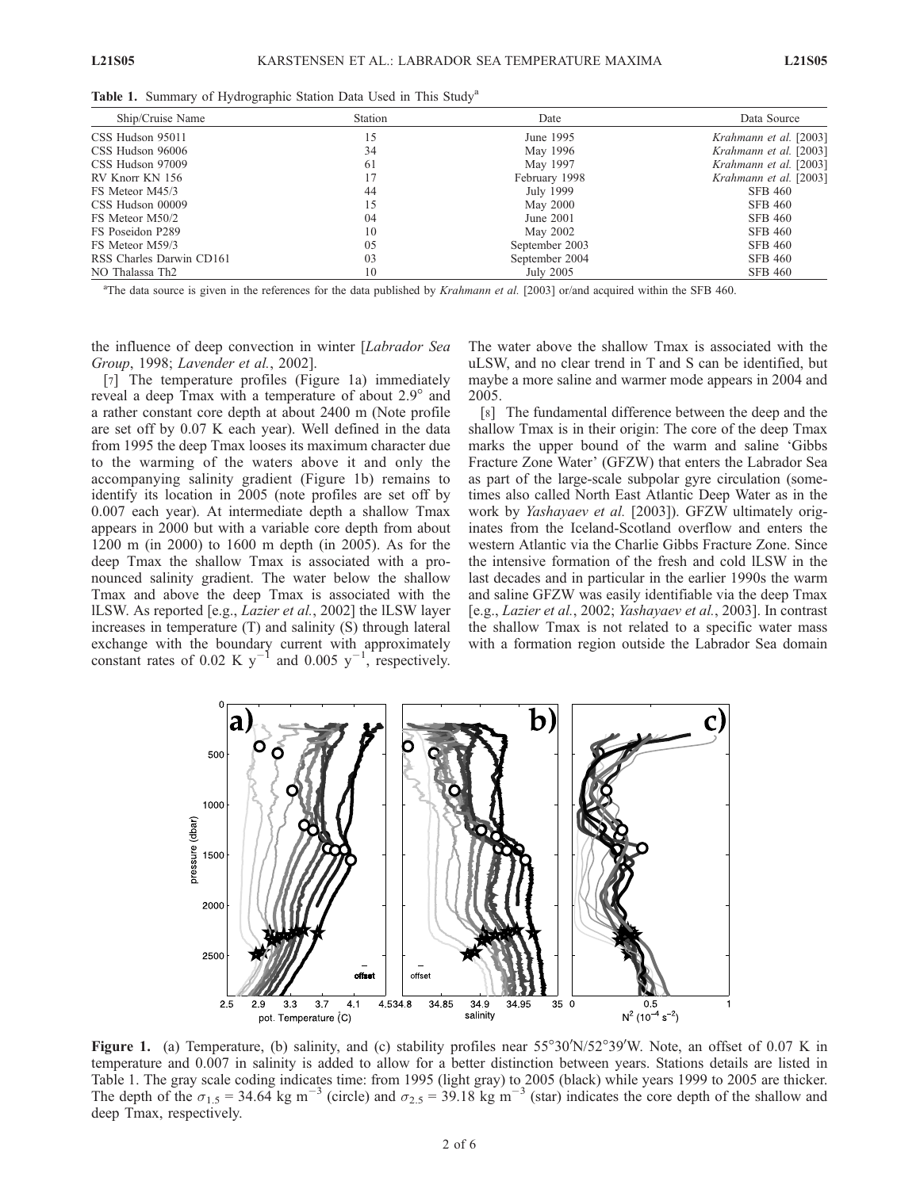**Table 1.** Summary of Hydrographic Station Data Used in This Study[a]

| Ship/Cruise Name | Station | Date | Data Source |
| --- | --- | --- | --- |
| CSS Hudson 95011 | 15 | June 1995 | *Krahmann et al.* [2003] |
| CSS Hudson 96006 | 34 | May 1996 | *Krahmann et al.* [2003] |
| CSS Hudson 97009 | 61 | May 1997 | *Krahmann et al.* [2003] |
| RV Knorr KN 156 | 17 | February 1998 | *Krahmann et al.* [2003] |
| FS Meteor M45/3 | 44 | July 1999 | SFB 460 |
| CSS Hudson 00009 | 15 | May 2000 | SFB 460 |
| FS Meteor M50/2 | 04 | June 2001 | SFB 460 |
| FS Poseidon P289 | 10 | May 2002 | SFB 460 |
| FS Meteor M59/3 | 05 | September 2003 | SFB 460 |
| RSS Charles Darwin CD161 | 03 | September 2004 | SFB 460 |
| NO Thalassa Th2 | 10 | July 2005 | SFB 460 |

[a]The data source is given in the references for the data published by *Krahmann et al.* [2003] or/and acquired within the SFB 460.

the influence of deep convection in winter [*Labrador Sea Group*, 1998; *Lavender et al.*, 2002].

[7] The temperature profiles (Figure 1a) immediately reveal a deep Tmax with a temperature of about 2.9° and a rather constant core depth at about 2400 m (Note profile are set off by 0.07 K each year). Well defined in the data from 1995 the deep Tmax looses its maximum character due to the warming of the waters above it and only the accompanying salinity gradient (Figure 1b) remains to identify its location in 2005 (note profiles are set off by 0.007 each year). At intermediate depth a shallow Tmax appears in 2000 but with a variable core depth from about 1200 m (in 2000) to 1600 m depth (in 2005). As for the deep Tmax the shallow Tmax is associated with a pronounced salinity gradient. The water below the shallow Tmax and above the deep Tmax is associated with the lLSW. As reported [e.g., *Lazier et al.*, 2002] the lLSW layer increases in temperature (T) and salinity (S) through lateral exchange with the boundary current with approximately constant rates of 0.02 K $y^{-1}$ and 0.005 $y^{-1}$, respectively. The water above the shallow Tmax is associated with the uLSW, and no clear trend in T and S can be identified, but maybe a more saline and warmer mode appears in 2004 and 2005.

[8] The fundamental difference between the deep and the shallow Tmax is in their origin: The core of the deep Tmax marks the upper bound of the warm and saline 'Gibbs Fracture Zone Water' (GFZW) that enters the Labrador Sea as part of the large-scale subpolar gyre circulation (sometimes also called North East Atlantic Deep Water as in the work by *Yashayaev et al.* [2003]). GFZW ultimately originates from the Iceland-Scotland overflow and enters the western Atlantic via the Charlie Gibbs Fracture Zone. Since the intensive formation of the fresh and cold lLSW in the last decades and in particular in the earlier 1990s the warm and saline GFZW was easily identifiable via the deep Tmax [e.g., *Lazier et al.*, 2002; *Yashayaev et al.*, 2003]. In contrast the shallow Tmax is not related to a specific water mass with a formation region outside the Labrador Sea domain

**Figure 1.** (a) Temperature, (b) salinity, and (c) stability profiles near 55°30′N/52°39′W. Note, an offset of 0.07 K in temperature and 0.007 in salinity is added to allow for a better distinction between years. Stations details are listed in Table 1. The gray scale coding indicates time: from 1995 (light gray) to 2005 (black) while years 1999 to 2005 are thicker. The depth of the $\sigma_{1.5}$ = 34.64 kg $m^{-3}$ (circle) and $\sigma_{2.5}$ = 39.18 kg $m^{-3}$ (star) indicates the core depth of the shallow and deep Tmax, respectively.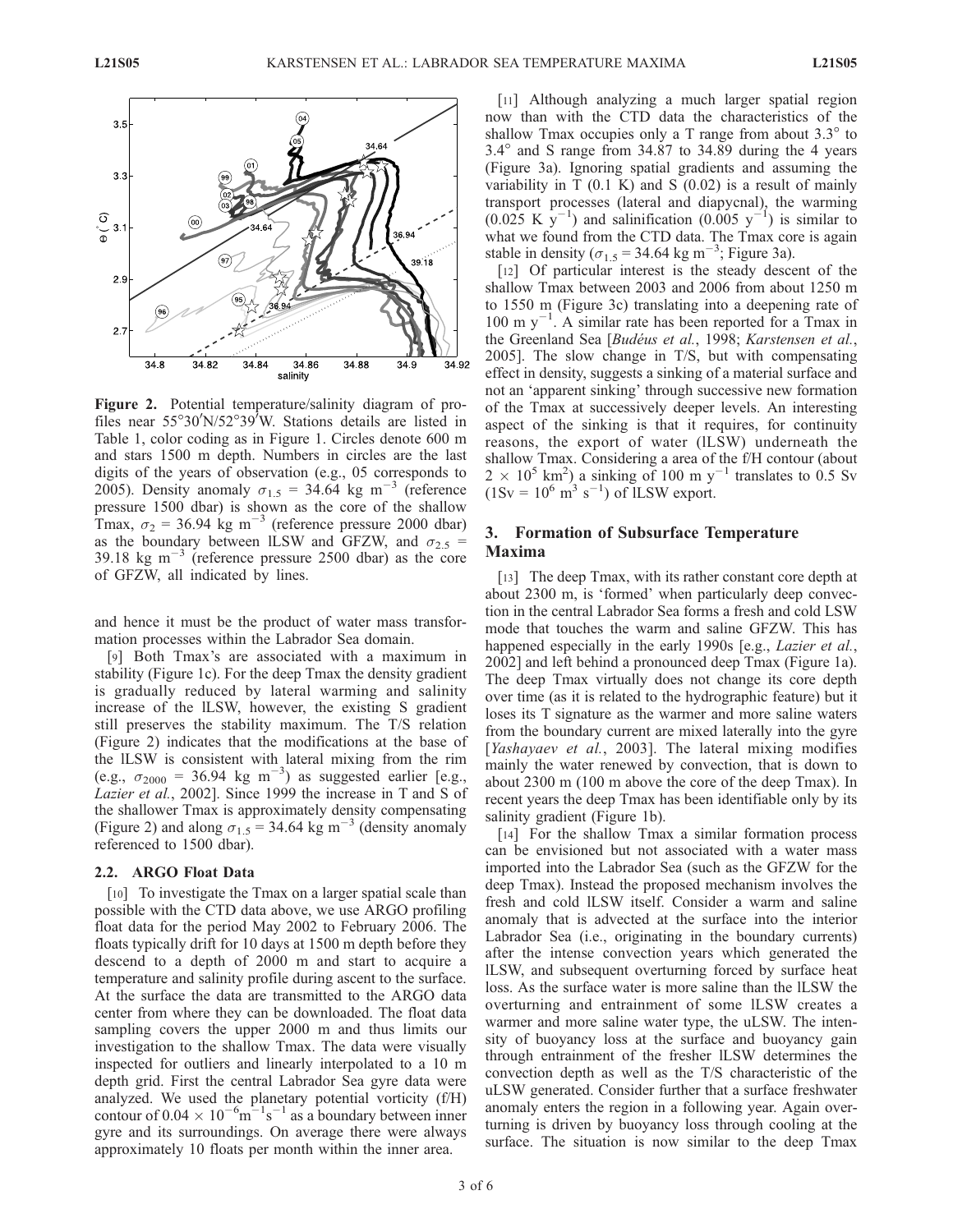**Figure 2.** Potential temperature/salinity diagram of profiles near 55°30′N/52°39′W. Stations details are listed in Table 1, color coding as in Figure 1. Circles denote 600 m and stars 1500 m depth. Numbers in circles are the last digits of the years of observation (e.g., 05 corresponds to 2005). Density anomaly $\sigma_{1.5}$ = 34.64 kg m$^{-3}$ (reference pressure 1500 dbar) is shown as the core of the shallow Tmax, $\sigma_2$ = 36.94 kg m$^{-3}$ (reference pressure 2000 dbar) as the boundary between lLSW and GFZW, and $\sigma_{2.5}$ = 39.18 kg m$^{-3}$ (reference pressure 2500 dbar) as the core of GFZW, all indicated by lines.

and hence it must be the product of water mass transformation processes within the Labrador Sea domain.

[9] Both Tmax's are associated with a maximum in stability (Figure 1c). For the deep Tmax the density gradient is gradually reduced by lateral warming and salinity increase of the lLSW, however, the existing S gradient still preserves the stability maximum. The T/S relation (Figure 2) indicates that the modifications at the base of the lLSW is consistent with lateral mixing from the rim (e.g., $\sigma_{2000}$ = 36.94 kg m$^{-3}$) as suggested earlier [e.g., *Lazier et al.*, 2002]. Since 1999 the increase in T and S of the shallower Tmax is approximately density compensating (Figure 2) and along $\sigma_{1.5}$ = 34.64 kg m$^{-3}$ (density anomaly referenced to 1500 dbar).

### 2.2. ARGO Float Data

[10] To investigate the Tmax on a larger spatial scale than possible with the CTD data above, we use ARGO profiling float data for the period May 2002 to February 2006. The floats typically drift for 10 days at 1500 m depth before they descend to a depth of 2000 m and start to acquire a temperature and salinity profile during ascent to the surface. At the surface the data are transmitted to the ARGO data center from where they can be downloaded. The float data sampling covers the upper 2000 m and thus limits our investigation to the shallow Tmax. The data were visually inspected for outliers and linearly interpolated to a 10 m depth grid. First the central Labrador Sea gyre data were analyzed. We used the planetary potential vorticity (f/H) contour of $0.04 \times 10^{-6}$m$^{-1}$s$^{-1}$ as a boundary between inner gyre and its surroundings. On average there were always approximately 10 floats per month within the inner area.

[11] Although analyzing a much larger spatial region now than with the CTD data the characteristics of the shallow Tmax occupies only a T range from about 3.3° to 3.4° and S range from 34.87 to 34.89 during the 4 years (Figure 3a). Ignoring spatial gradients and assuming the variability in T (0.1 K) and S (0.02) is a result of mainly transport processes (lateral and diapycnal), the warming (0.025 K y$^{-1}$) and salinification (0.005 y$^{-1}$) is similar to what we found from the CTD data. The Tmax core is again stable in density ($\sigma_{1.5}$ = 34.64 kg m$^{-3}$; Figure 3a).

[12] Of particular interest is the steady descent of the shallow Tmax between 2003 and 2006 from about 1250 m to 1550 m (Figure 3c) translating into a deepening rate of 100 m y$^{-1}$. A similar rate has been reported for a Tmax in the Greenland Sea [*Budéus et al.*, 1998; *Karstensen et al.*, 2005]. The slow change in T/S, but with compensating effect in density, suggests a sinking of a material surface and not an 'apparent sinking' through successive new formation of the Tmax at successively deeper levels. An interesting aspect of the sinking is that it requires, for continuity reasons, the export of water (lLSW) underneath the shallow Tmax. Considering a area of the f/H contour (about $2 \times 10^5$ km$^2$) a sinking of 100 m y$^{-1}$ translates to 0.5 Sv (1Sv = $10^6$ m$^3$ s$^{-1}$) of lLSW export.

## 3. Formation of Subsurface Temperature Maxima

[13] The deep Tmax, with its rather constant core depth at about 2300 m, is 'formed' when particularly deep convection in the central Labrador Sea forms a fresh and cold LSW mode that touches the warm and saline GFZW. This has happened especially in the early 1990s [e.g., *Lazier et al.*, 2002] and left behind a pronounced deep Tmax (Figure 1a). The deep Tmax virtually does not change its core depth over time (as it is related to the hydrographic feature) but it loses its T signature as the warmer and more saline waters from the boundary current are mixed laterally into the gyre [*Yashayaev et al.*, 2003]. The lateral mixing modifies mainly the water renewed by convection, that is down to about 2300 m (100 m above the core of the deep Tmax). In recent years the deep Tmax has been identifiable only by its salinity gradient (Figure 1b).

[14] For the shallow Tmax a similar formation process can be envisioned but not associated with a water mass imported into the Labrador Sea (such as the GFZW for the deep Tmax). Instead the proposed mechanism involves the fresh and cold lLSW itself. Consider a warm and saline anomaly that is advected at the surface into the interior Labrador Sea (i.e., originating in the boundary currents) after the intense convection years which generated the lLSW, and subsequent overturning forced by surface heat loss. As the surface water is more saline than the lLSW the overturning and entrainment of some lLSW creates a warmer and more saline water type, the uLSW. The intensity of buoyancy loss at the surface and buoyancy gain through entrainment of the fresher lLSW determines the convection depth as well as the T/S characteristic of the uLSW generated. Consider further that a surface freshwater anomaly enters the region in a following year. Again overturning is driven by buoyancy loss through cooling at the surface. The situation is now similar to the deep Tmax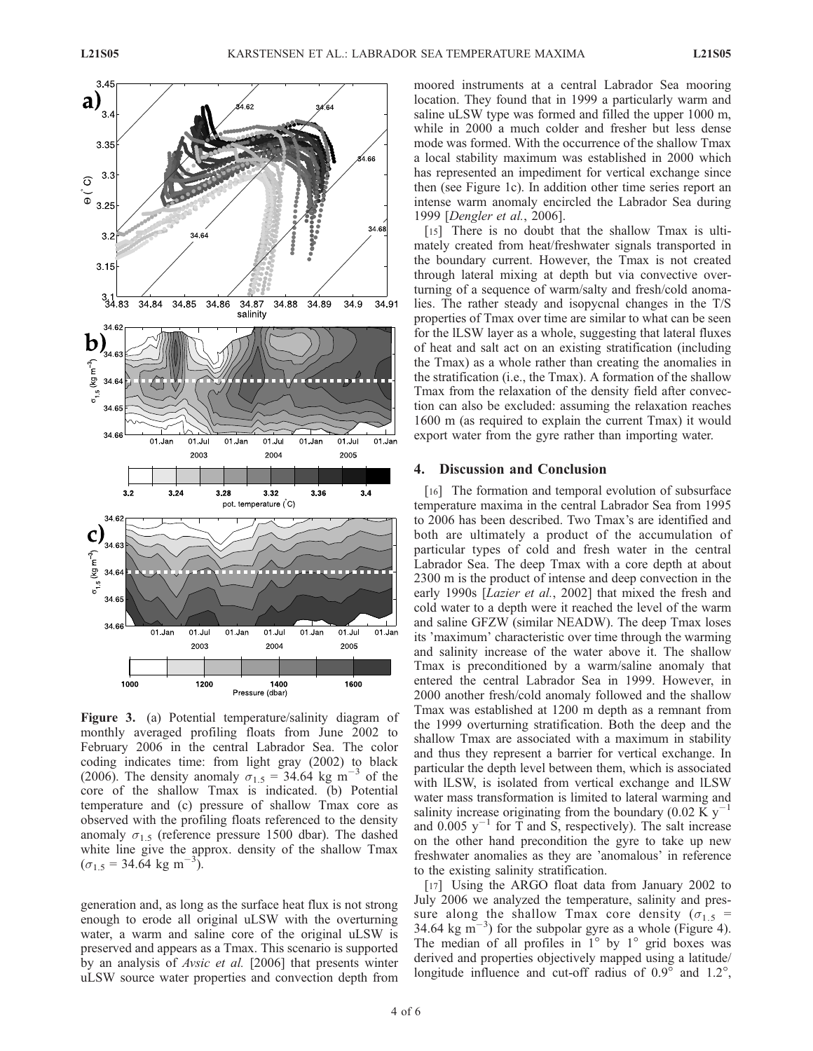**Figure 3.** (a) Potential temperature/salinity diagram of monthly averaged profiling floats from June 2002 to February 2006 in the central Labrador Sea. The color coding indicates time: from light gray (2002) to black (2006). The density anomaly $\sigma_{1.5}$ = 34.64 kg m$^{-3}$ of the core of the shallow Tmax is indicated. (b) Potential temperature and (c) pressure of shallow Tmax core as observed with the profiling floats referenced to the density anomaly $\sigma_{1.5}$ (reference pressure 1500 dbar). The dashed white line give the approx. density of the shallow Tmax ($\sigma_{1.5}$ = 34.64 kg m$^{-3}$).

generation and, as long as the surface heat flux is not strong enough to erode all original uLSW with the overturning water, a warm and saline core of the original uLSW is preserved and appears as a Tmax. This scenario is supported by an analysis of *Avsic et al.* [2006] that presents winter uLSW source water properties and convection depth from moored instruments at a central Labrador Sea mooring location. They found that in 1999 a particularly warm and saline uLSW type was formed and filled the upper 1000 m, while in 2000 a much colder and fresher but less dense mode was formed. With the occurrence of the shallow Tmax a local stability maximum was established in 2000 which has represented an impediment for vertical exchange since then (see Figure 1c). In addition other time series report an intense warm anomaly encircled the Labrador Sea during 1999 [*Dengler et al.*, 2006].

[15] There is no doubt that the shallow Tmax is ultimately created from heat/freshwater signals transported in the boundary current. However, the Tmax is not created through lateral mixing at depth but via convective overturning of a sequence of warm/salty and fresh/cold anomalies. The rather steady and isopycnal changes in the T/S properties of Tmax over time are similar to what can be seen for the lLSW layer as a whole, suggesting that lateral fluxes of heat and salt act on an existing stratification (including the Tmax) as a whole rather than creating the anomalies in the stratification (i.e., the Tmax). A formation of the shallow Tmax from the relaxation of the density field after convection can also be excluded: assuming the relaxation reaches 1600 m (as required to explain the current Tmax) it would export water from the gyre rather than importing water.

## 4. Discussion and Conclusion

[16] The formation and temporal evolution of subsurface temperature maxima in the central Labrador Sea from 1995 to 2006 has been described. Two Tmax's are identified and both are ultimately a product of the accumulation of particular types of cold and fresh water in the central Labrador Sea. The deep Tmax with a core depth at about 2300 m is the product of intense and deep convection in the early 1990s [*Lazier et al.*, 2002] that mixed the fresh and cold water to a depth were it reached the level of the warm and saline GFZW (similar NEADW). The deep Tmax loses its 'maximum' characteristic over time through the warming and salinity increase of the water above it. The shallow Tmax is preconditioned by a warm/saline anomaly that entered the central Labrador Sea in 1999. However, in 2000 another fresh/cold anomaly followed and the shallow Tmax was established at 1200 m depth as a remnant from the 1999 overturning stratification. Both the deep and the shallow Tmax are associated with a maximum in stability and thus they represent a barrier for vertical exchange. In particular the depth level between them, which is associated with lLSW, is isolated from vertical exchange and lLSW water mass transformation is limited to lateral warming and salinity increase originating from the boundary (0.02 K y$^{-1}$ and 0.005 y$^{-1}$ for T and S, respectively). The salt increase on the other hand precondition the gyre to take up new freshwater anomalies as they are 'anomalous' in reference to the existing salinity stratification.

[17] Using the ARGO float data from January 2002 to July 2006 we analyzed the temperature, salinity and pressure along the shallow Tmax core density ($\sigma_{1.5}$ = 34.64 kg m$^{-3}$) for the subpolar gyre as a whole (Figure 4). The median of all profiles in 1° by 1° grid boxes was derived and properties objectively mapped using a latitude/longitude influence and cut-off radius of 0.9° and 1.2°,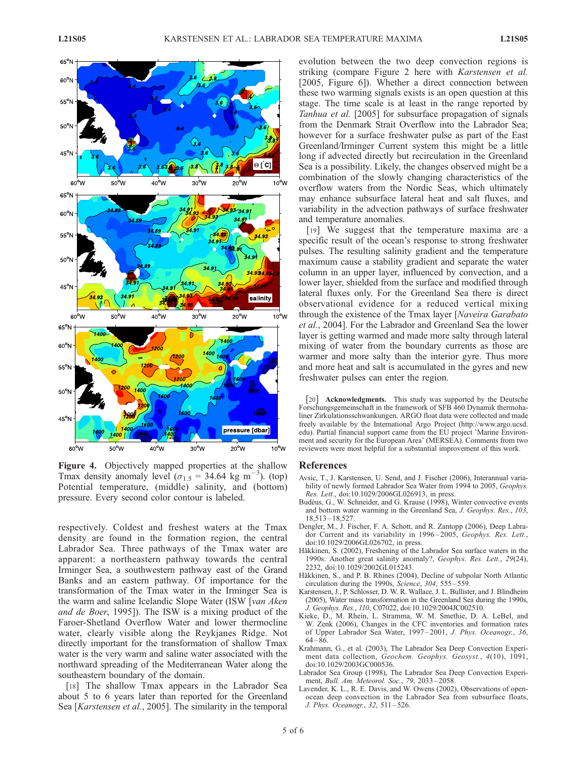**Figure 4.** Objectively mapped properties at the shallow Tmax density anomaly level ($\sigma_{1.5}$ = 34.64 kg m$^{-3}$). (top) Potential temperature, (middle) salinity, and (bottom) pressure. Every second color contour is labeled.

respectively. Coldest and freshest waters at the Tmax density are found in the formation region, the central Labrador Sea. Three pathways of the Tmax water are apparent: a northeastern pathway towards the central Irminger Sea, a southwestern pathway east of the Grand Banks and an eastern pathway. Of importance for the transformation of the Tmax water in the Irminger Sea is the warm and saline Icelandic Slope Water (ISW [*van Aken and de Boer*, 1995]). The ISW is a mixing product of the Faroer-Shetland Overflow Water and lower thermocline water, clearly visible along the Reykjanes Ridge. Not directly important for the transformation of shallow Tmax water is the very warm and saline water associated with the northward spreading of the Mediterranean Water along the southeastern boundary of the domain.

[18] The shallow Tmax appears in the Labrador Sea about 5 to 6 years later than reported for the Greenland Sea [*Karstensen et al.*, 2005]. The similarity in the temporal evolution between the two deep convection regions is striking (compare Figure 2 here with *Karstensen et al.* [2005, Figure 6]). Whether a direct connection between these two warming signals exists is an open question at this stage. The time scale is at least in the range reported by *Tanhua et al.* [2005] for subsurface propagation of signals from the Denmark Strait Overflow into the Labrador Sea; however for a surface freshwater pulse as part of the East Greenland/Irminger Current system this might be a little long if advected directly but recirculation in the Greenland Sea is a possibility. Likely, the changes observed might be a combination of the slowly changing characteristics of the overflow waters from the Nordic Seas, which ultimately may enhance subsurface lateral heat and salt fluxes, and variability in the advection pathways of surface freshwater and temperature anomalies.

[19] We suggest that the temperature maxima are a specific result of the ocean's response to strong freshwater pulses. The resulting salinity gradient and the temperature maximum cause a stability gradient and separate the water column in an upper layer, influenced by convection, and a lower layer, shielded from the surface and modified through lateral fluxes only. For the Greenland Sea there is direct observational evidence for a reduced vertical mixing through the existence of the Tmax layer [*Naveira Garabato et al.*, 2004]. For the Labrador and Greenland Sea the lower layer is getting warmed and made more salty through lateral mixing of water from the boundary currents as those are warmer and more salty than the interior gyre. Thus more and more heat and salt is accumulated in the gyres and new freshwater pulses can enter the region.

[20] **Acknowledgments.** This study was supported by the Deutsche Forschungsgemeinschaft in the framework of SFB 460 Dynamik thermohaliner Zirkulationsschwankungen. ARGO float data were collected and made freely available by the International Argo Project (http://www.argo.ucsd.edu). Partial financial support came from the EU project 'Marine Environment and security for the European Area' (MERSEA). Comments from two reviewers were most helpful for a substantial improvement of this work.

## References

Avsic, T., J. Karstensen, U. Send, and J. Fischer (2006), Interannual variability of newly formed Labrador Sea Water from 1994 to 2005, *Geophys. Res. Lett.*, doi:10.1029/2006GL026913, in press.

Budéus, G., W. Schneider, and G. Krause (1998), Winter convective events and bottom water warming in the Greenland Sea, *J. Geophys. Res.*, *103*, 18,513–18,527.

Dengler, M., J. Fischer, F. A. Schott, and R. Zantopp (2006), Deep Labrador Current and its variability in 1996–2005, *Geophys. Res. Lett.*, doi:10.1029/2006GL026702, in press.

Häkkinen, S. (2002), Freshening of the Labrador Sea surface waters in the 1990s: Another great salinity anomaly?, *Geophys. Res. Lett.*, *29*(24), 2232, doi:10.1029/2002GL015243.

Häkkinen, S., and P. B. Rhines (2004), Decline of subpolar North Atlantic circulation during the 1990s, *Science*, *304*, 555–559.

Karstensen, J., P. Schlosser, D. W. R. Wallace, J. L. Bullister, and J. Blindheim (2005), Water mass transformation in the Greenland Sea during the 1990s, *J. Geophys. Res.*, *110*, C07022, doi:10.1029/2004JC002510.

Kieke, D., M. Rhein, L. Stramma, W. M. Smethie, D. A. LeBel, and W. Zenk (2006), Changes in the CFC inventories and formation rates of Upper Labrador Sea Water, 1997–2001, *J. Phys. Oceanogr.*, *36*, 64–86.

Krahmann, G., et al. (2003), The Labrador Sea Deep Convection Experiment data collection, *Geochem. Geophys. Geosyst.*, *4*(10), 1091, doi:10.1029/2003GC000536.

Labrador Sea Group (1998), The Labrador Sea Deep Convection Experiment, *Bull. Am. Meteorol. Soc.*, *79*, 2033–2058.

Lavender, K. L., R. E. Davis, and W. Owens (2002), Observations of open-ocean deep convection in the Labrador Sea from subsurface floats, *J. Phys. Oceanogr.*, *32*, 511–526.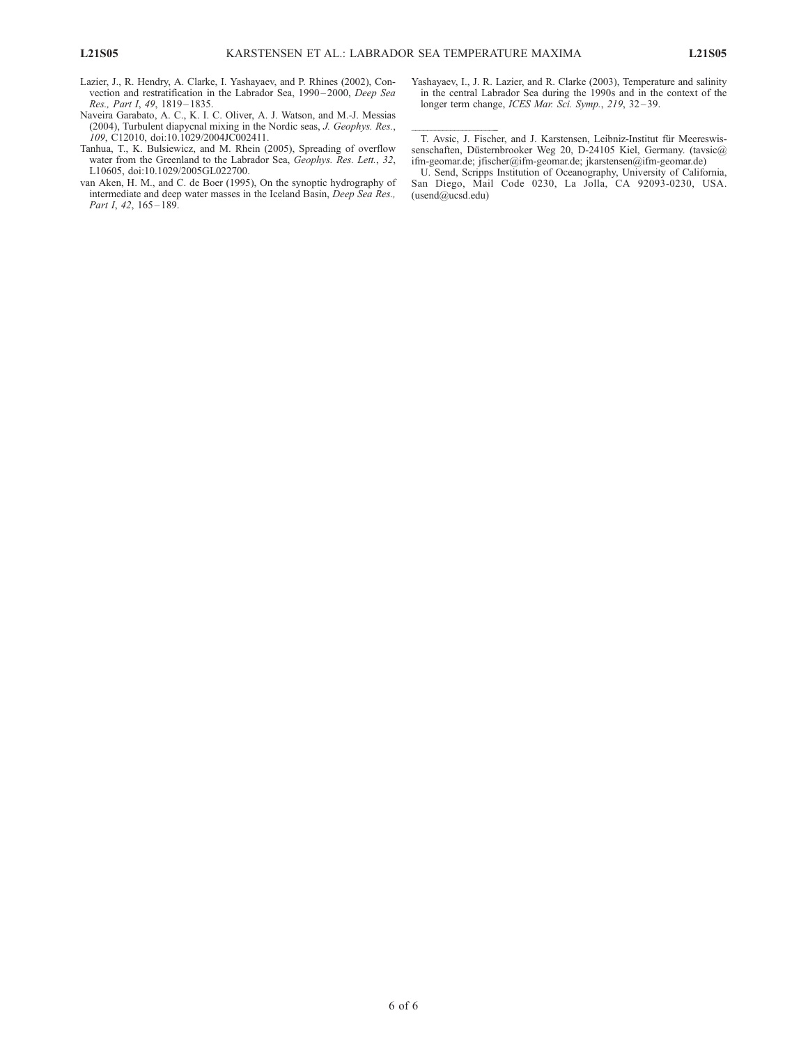Lazier, J., R. Hendry, A. Clarke, I. Yashayaev, and P. Rhines (2002), Convection and restratification in the Labrador Sea, 1990–2000, *Deep Sea Res., Part I*, *49*, 1819–1835.

Naveira Garabato, A. C., K. I. C. Oliver, A. J. Watson, and M.-J. Messias (2004), Turbulent diapycnal mixing in the Nordic seas, *J. Geophys. Res.*, *109*, C12010, doi:10.1029/2004JC002411.

Tanhua, T., K. Bulsiewicz, and M. Rhein (2005), Spreading of overflow water from the Greenland to the Labrador Sea, *Geophys. Res. Lett.*, *32*, L10605, doi:10.1029/2005GL022700.

van Aken, H. M., and C. de Boer (1995), On the synoptic hydrography of intermediate and deep water masses in the Iceland Basin, *Deep Sea Res., Part I*, *42*, 165–189.

Yashayaev, I., J. R. Lazier, and R. Clarke (2003), Temperature and salinity in the central Labrador Sea during the 1990s and in the context of the longer term change, *ICES Mar. Sci. Symp.*, *219*, 32–39.

---

T. Avsic, J. Fischer, and J. Karstensen, Leibniz-Institut für Meereswissenschaften, Düsternbrooker Weg 20, D-24105 Kiel, Germany. (tavsic@ifm-geomar.de; jfischer@ifm-geomar.de; jkarstensen@ifm-geomar.de)

U. Send, Scripps Institution of Oceanography, University of California, San Diego, Mail Code 0230, La Jolla, CA 92093-0230, USA. (usend@ucsd.edu)